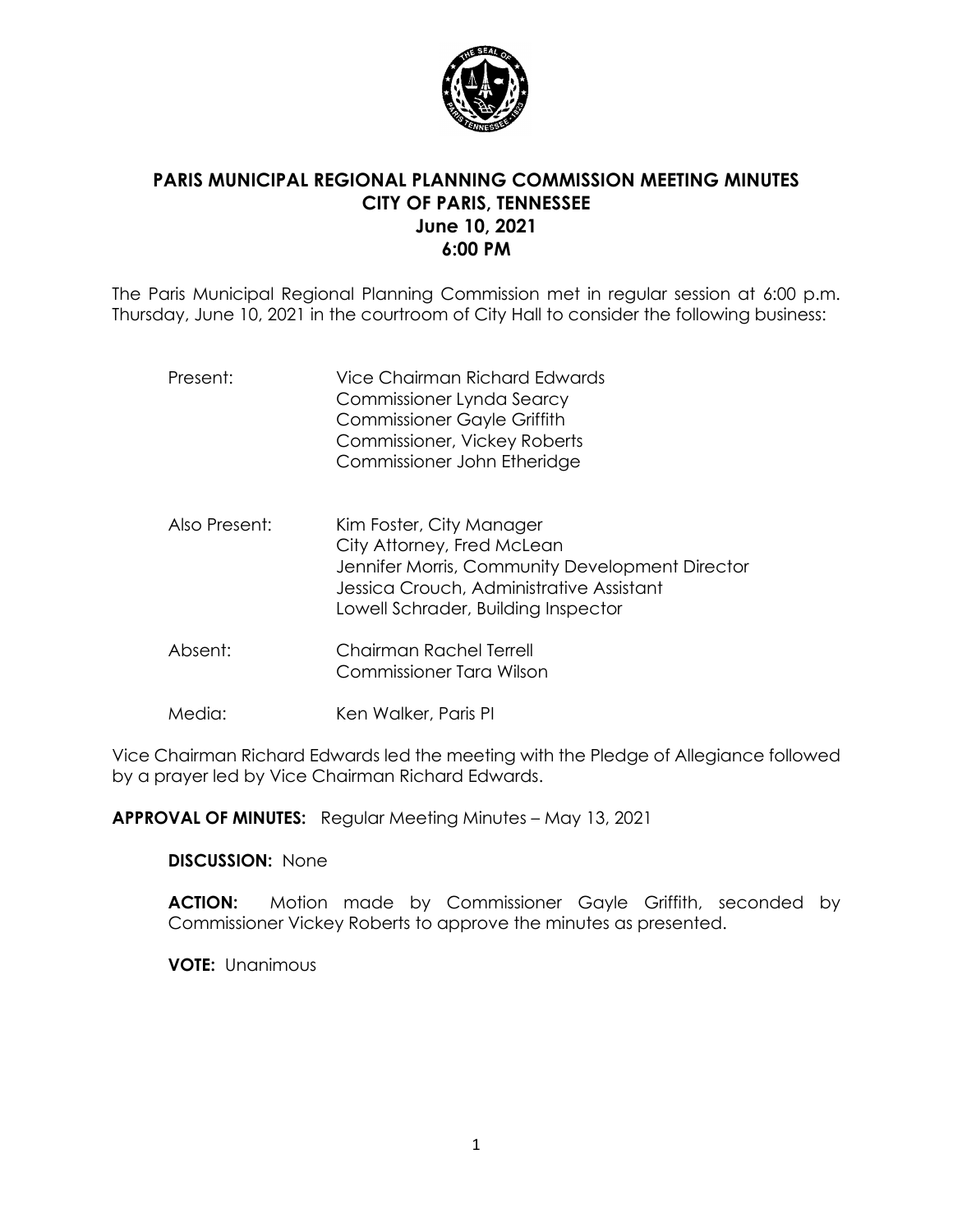# PARIS MUNICIPAL REGIONAL PLANNING COMMISSION MEETING MINUTES
## CITY OF PARIS, TENNESSEE
## June 10, 2021
## 6:00 PM

The Paris Municipal Regional Planning Commission met in regular session at 6:00 p.m. Thursday, June 10, 2021 in the courtroom of City Hall to consider the following business:

| | |
|---|---|
| Present: | Vice Chairman Richard Edwards<br>Commissioner Lynda Searcy<br>Commissioner Gayle Griffith<br>Commissioner, Vickey Roberts<br>Commissioner John Etheridge |
| Also Present: | Kim Foster, City Manager<br>City Attorney, Fred McLean<br>Jennifer Morris, Community Development Director<br>Jessica Crouch, Administrative Assistant<br>Lowell Schrader, Building Inspector |
| Absent: | Chairman Rachel Terrell<br>Commissioner Tara Wilson |
| Media: | Ken Walker, Paris PI |

Vice Chairman Richard Edwards led the meeting with the Pledge of Allegiance followed by a prayer led by Vice Chairman Richard Edwards.

**APPROVAL OF MINUTES:** Regular Meeting Minutes – May 13, 2021

**DISCUSSION:** None

**ACTION:** Motion made by Commissioner Gayle Griffith, seconded by Commissioner Vickey Roberts to approve the minutes as presented.

**VOTE:** Unanimous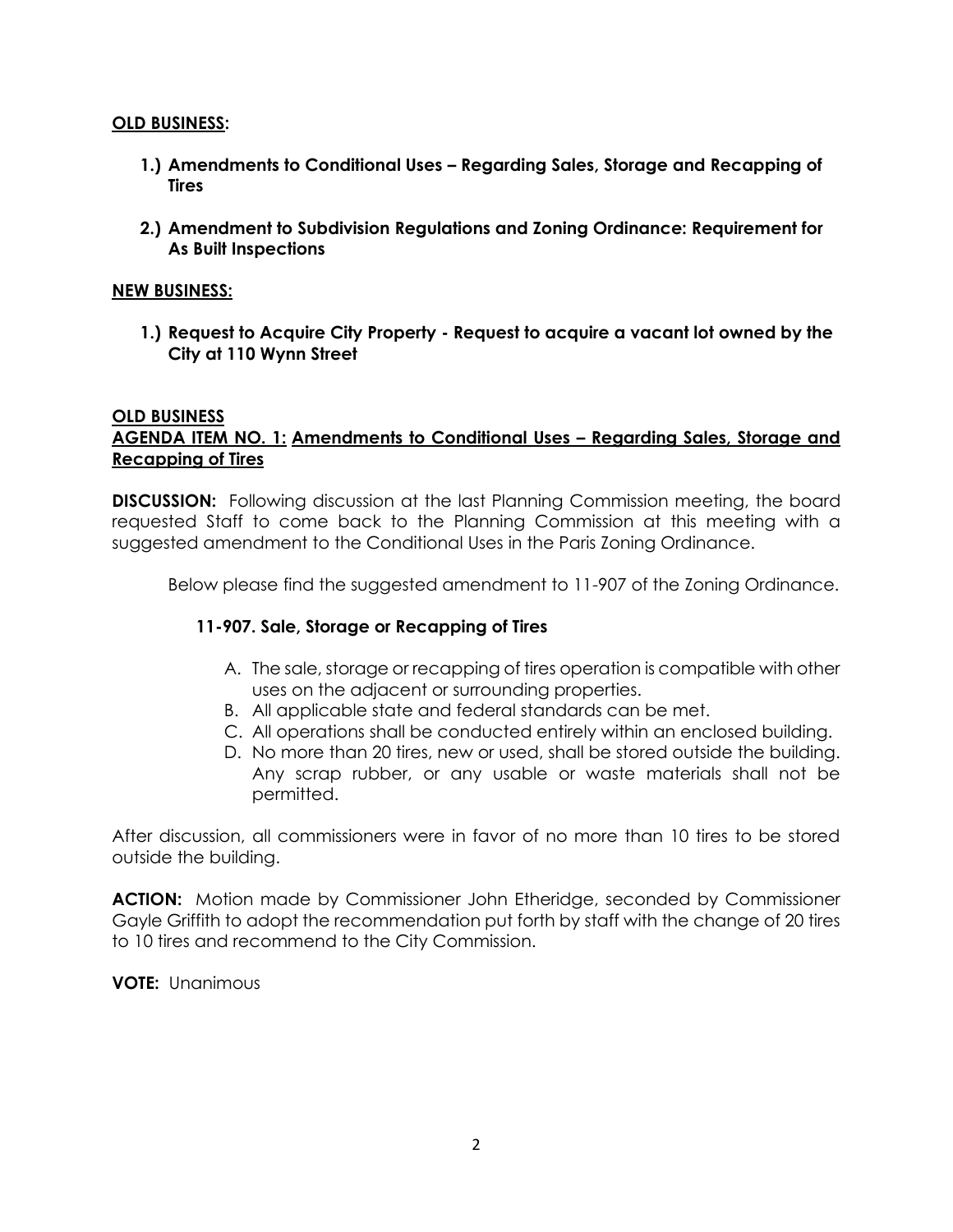**<u>OLD BUSINESS:</u>**

1. **Amendments to Conditional Uses – Regarding Sales, Storage and Recapping of Tires**

2. **Amendment to Subdivision Regulations and Zoning Ordinance: Requirement for As Built Inspections**

**<u>NEW BUSINESS:</u>**

1. **Request to Acquire City Property - Request to acquire a vacant lot owned by the City at 110 Wynn Street**

**<u>OLD BUSINESS</u>**

**<u>AGENDA ITEM NO. 1: Amendments to Conditional Uses – Regarding Sales, Storage and Recapping of Tires</u>**

**DISCUSSION:** Following discussion at the last Planning Commission meeting, the board requested Staff to come back to the Planning Commission at this meeting with a suggested amendment to the Conditional Uses in the Paris Zoning Ordinance.

Below please find the suggested amendment to 11-907 of the Zoning Ordinance.

**11-907. Sale, Storage or Recapping of Tires**

A. The sale, storage or recapping of tires operation is compatible with other uses on the adjacent or surrounding properties.
B. All applicable state and federal standards can be met.
C. All operations shall be conducted entirely within an enclosed building.
D. No more than 20 tires, new or used, shall be stored outside the building. Any scrap rubber, or any usable or waste materials shall not be permitted.

After discussion, all commissioners were in favor of no more than 10 tires to be stored outside the building.

**ACTION:** Motion made by Commissioner John Etheridge, seconded by Commissioner Gayle Griffith to adopt the recommendation put forth by staff with the change of 20 tires to 10 tires and recommend to the City Commission.

**VOTE:** Unanimous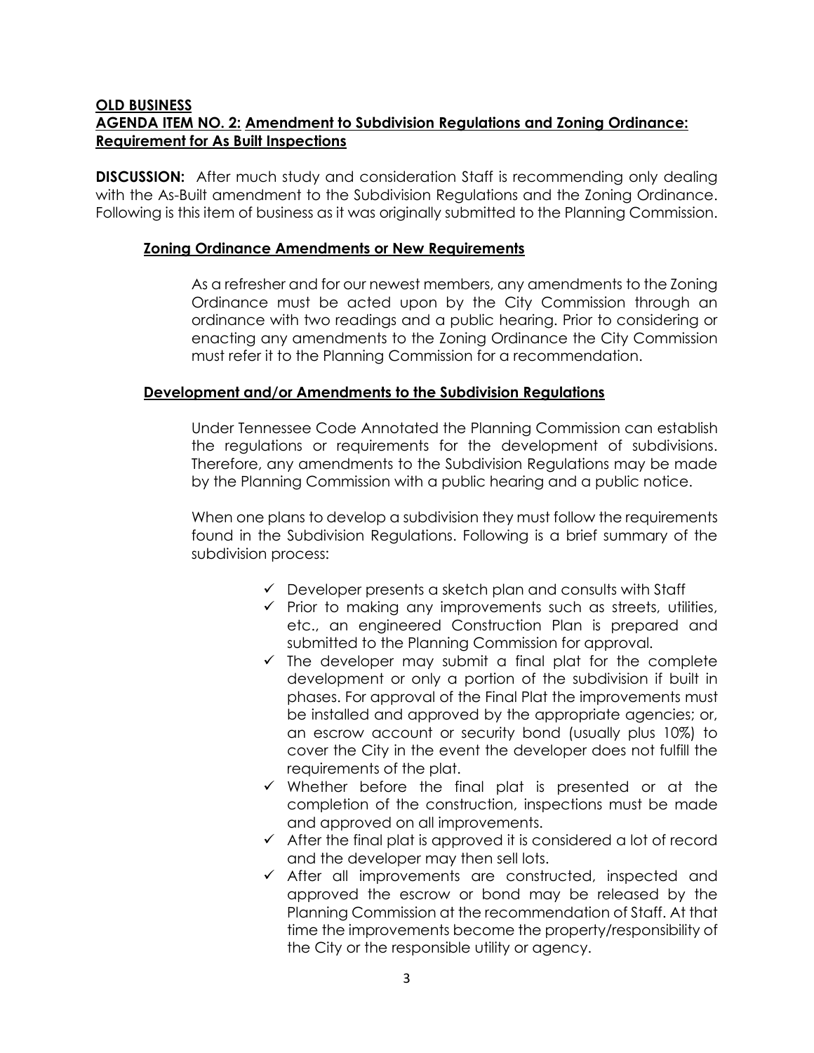**OLD BUSINESS**

**AGENDA ITEM NO. 2: Amendment to Subdivision Regulations and Zoning Ordinance: Requirement for As Built Inspections**

**DISCUSSION:** After much study and consideration Staff is recommending only dealing with the As-Built amendment to the Subdivision Regulations and the Zoning Ordinance. Following is this item of business as it was originally submitted to the Planning Commission.

**Zoning Ordinance Amendments or New Requirements**

As a refresher and for our newest members, any amendments to the Zoning Ordinance must be acted upon by the City Commission through an ordinance with two readings and a public hearing. Prior to considering or enacting any amendments to the Zoning Ordinance the City Commission must refer it to the Planning Commission for a recommendation.

**Development and/or Amendments to the Subdivision Regulations**

Under Tennessee Code Annotated the Planning Commission can establish the regulations or requirements for the development of subdivisions. Therefore, any amendments to the Subdivision Regulations may be made by the Planning Commission with a public hearing and a public notice.

When one plans to develop a subdivision they must follow the requirements found in the Subdivision Regulations. Following is a brief summary of the subdivision process:

- ✓ Developer presents a sketch plan and consults with Staff
- ✓ Prior to making any improvements such as streets, utilities, etc., an engineered Construction Plan is prepared and submitted to the Planning Commission for approval.
- ✓ The developer may submit a final plat for the complete development or only a portion of the subdivision if built in phases. For approval of the Final Plat the improvements must be installed and approved by the appropriate agencies; or, an escrow account or security bond (usually plus 10%) to cover the City in the event the developer does not fulfill the requirements of the plat.
- ✓ Whether before the final plat is presented or at the completion of the construction, inspections must be made and approved on all improvements.
- ✓ After the final plat is approved it is considered a lot of record and the developer may then sell lots.
- ✓ After all improvements are constructed, inspected and approved the escrow or bond may be released by the Planning Commission at the recommendation of Staff. At that time the improvements become the property/responsibility of the City or the responsible utility or agency.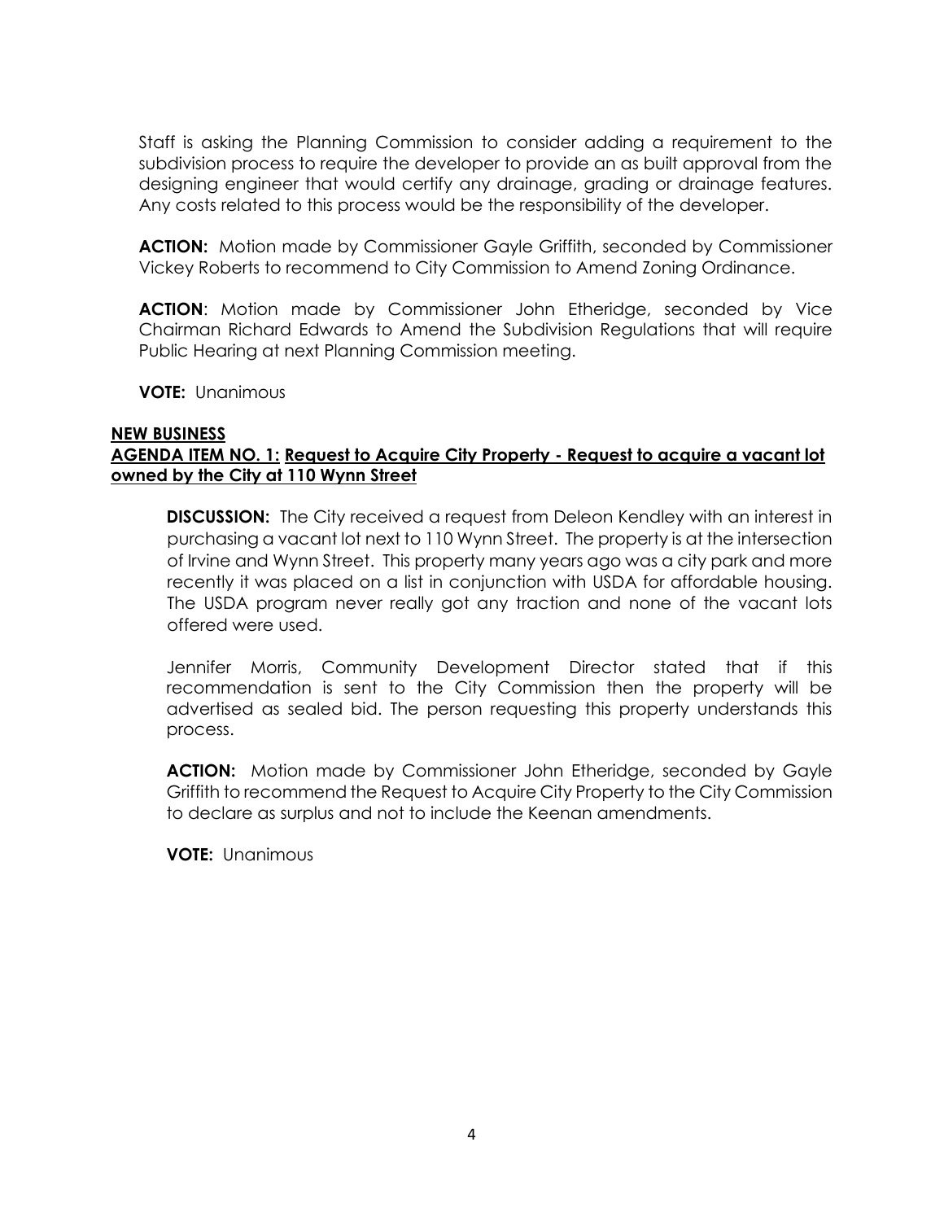Staff is asking the Planning Commission to consider adding a requirement to the subdivision process to require the developer to provide an as built approval from the designing engineer that would certify any drainage, grading or drainage features. Any costs related to this process would be the responsibility of the developer.

**ACTION:** Motion made by Commissioner Gayle Griffith, seconded by Commissioner Vickey Roberts to recommend to City Commission to Amend Zoning Ordinance.

**ACTION**: Motion made by Commissioner John Etheridge, seconded by Vice Chairman Richard Edwards to Amend the Subdivision Regulations that will require Public Hearing at next Planning Commission meeting.

**VOTE:** Unanimous

**NEW BUSINESS**

**AGENDA ITEM NO. 1: Request to Acquire City Property - Request to acquire a vacant lot owned by the City at 110 Wynn Street**

**DISCUSSION:** The City received a request from Deleon Kendley with an interest in purchasing a vacant lot next to 110 Wynn Street. The property is at the intersection of Irvine and Wynn Street. This property many years ago was a city park and more recently it was placed on a list in conjunction with USDA for affordable housing. The USDA program never really got any traction and none of the vacant lots offered were used.

Jennifer Morris, Community Development Director stated that if this recommendation is sent to the City Commission then the property will be advertised as sealed bid. The person requesting this property understands this process.

**ACTION:** Motion made by Commissioner John Etheridge, seconded by Gayle Griffith to recommend the Request to Acquire City Property to the City Commission to declare as surplus and not to include the Keenan amendments.

**VOTE:** Unanimous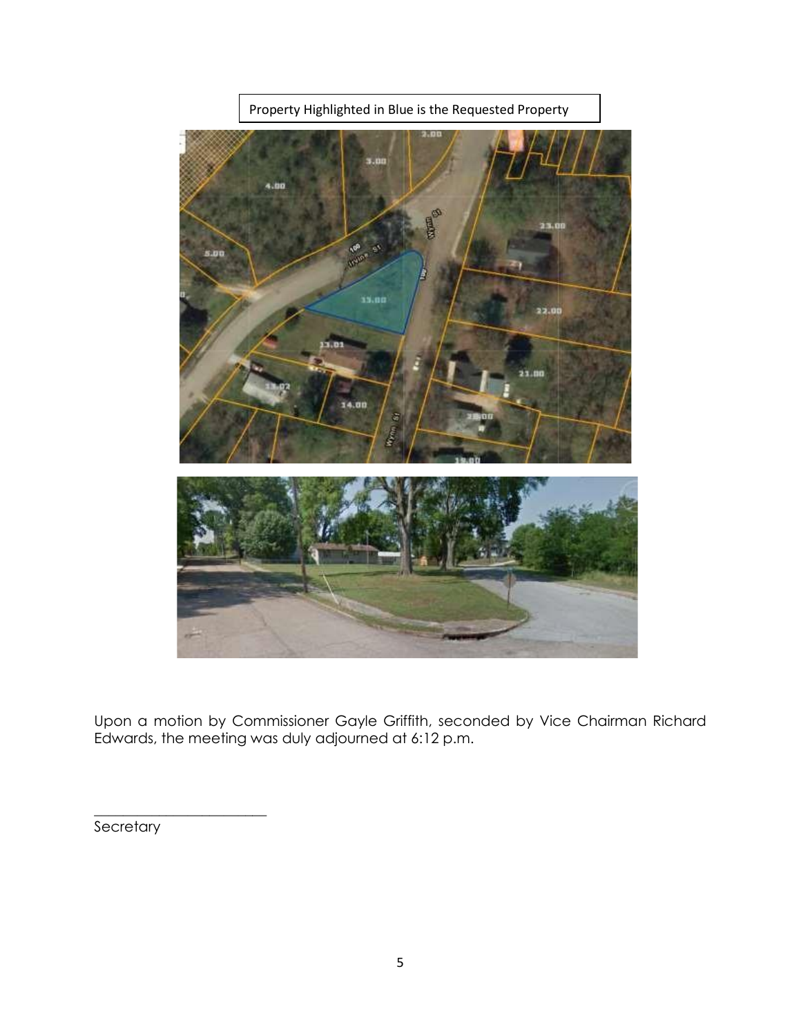Property Highlighted in Blue is the Requested Property

Upon a motion by Commissioner Gayle Griffith, seconded by Vice Chairman Richard Edwards, the meeting was duly adjourned at 6:12 p.m.

\_\_\_\_\_\_\_\_\_\_\_\_\_\_\_\_\_\_\_\_\_\_\_\_\_

Secretary